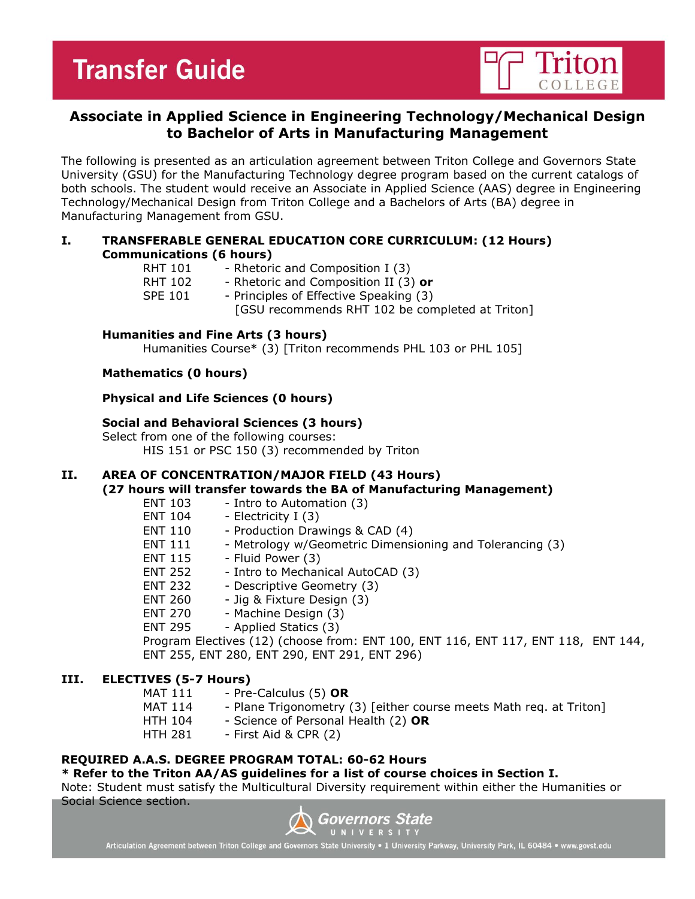# Transfer Guide

## Associate in Applied Science in Engineering Technology/Mechanical Design to Bachelor of Arts in Manufacturing Management

The following is presented as an articulation agreement between Triton College and Governors State University (GSU) for the Manufacturing Technology degree program based on the current catalogs of both schools. The student would receive an Associate in Applied Science (AAS) degree in Engineering Technology/Mechanical Design from Triton College and a Bachelors of Arts (BA) degree in Manufacturing Management from GSU.

### I. TRANSFERABLE GENERAL EDUCATION CORE CURRICULUM: (12 Hours)

**Communications (6 hours)**

- RHT 101 - Rhetoric and Composition I (3)
- RHT 102 - Rhetoric and Composition II (3) **or**
- SPE 101 - Principles of Effective Speaking (3)
  [GSU recommends RHT 102 be completed at Triton]

**Humanities and Fine Arts (3 hours)**

Humanities Course* (3) [Triton recommends PHL 103 or PHL 105]

**Mathematics (0 hours)**

**Physical and Life Sciences (0 hours)**

**Social and Behavioral Sciences (3 hours)**

Select from one of the following courses:
HIS 151 or PSC 150 (3) recommended by Triton

### II. AREA OF CONCENTRATION/MAJOR FIELD (43 Hours)

**(27 hours will transfer towards the BA of Manufacturing Management)**

- ENT 103 - Intro to Automation (3)
- ENT 104 - Electricity I (3)
- ENT 110 - Production Drawings & CAD (4)
- ENT 111 - Metrology w/Geometric Dimensioning and Tolerancing (3)
- ENT 115 - Fluid Power (3)
- ENT 252 - Intro to Mechanical AutoCAD (3)
- ENT 232 - Descriptive Geometry (3)
- ENT 260 - Jig & Fixture Design (3)
- ENT 270 - Machine Design (3)
- ENT 295 - Applied Statics (3)

Program Electives (12) (choose from: ENT 100, ENT 116, ENT 117, ENT 118, ENT 144, ENT 255, ENT 280, ENT 290, ENT 291, ENT 296)

### III. ELECTIVES (5-7 Hours)

- MAT 111 - Pre-Calculus (5) **OR**
- MAT 114 - Plane Trigonometry (3) [either course meets Math req. at Triton]
- HTH 104 - Science of Personal Health (2) **OR**
- HTH 281 - First Aid & CPR (2)

**REQUIRED A.A.S. DEGREE PROGRAM TOTAL: 60-62 Hours**

**\* Refer to the Triton AA/AS guidelines for a list of course choices in Section I.**

Note: Student must satisfy the Multicultural Diversity requirement within either the Humanities or Social Science section.

Articulation Agreement between Triton College and Governors State University • 1 University Parkway, University Park, IL 60484 • www.govst.edu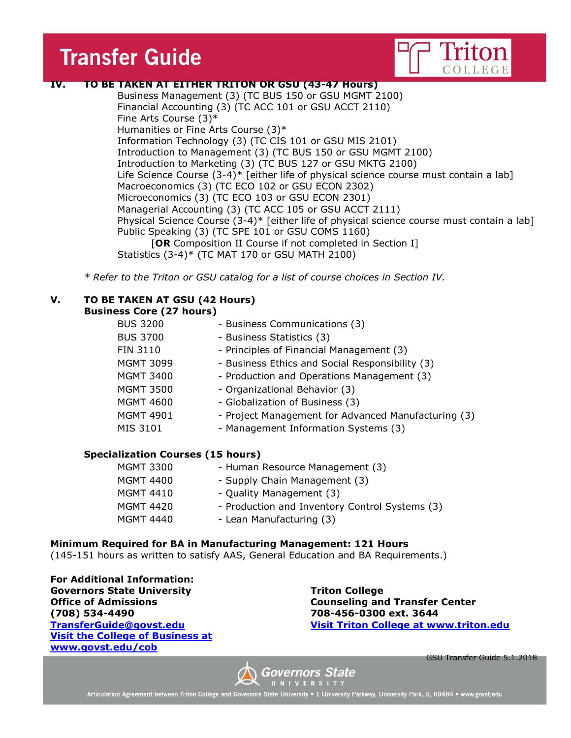## IV. TO BE TAKEN AT EITHER TRITON OR GSU (43-47 Hours)

Business Management (3) (TC BUS 150 or GSU MGMT 2100)
Financial Accounting (3) (TC ACC 101 or GSU ACCT 2110)
Fine Arts Course (3)*
Humanities or Fine Arts Course (3)*
Information Technology (3) (TC CIS 101 or GSU MIS 2101)
Introduction to Management (3) (TC BUS 150 or GSU MGMT 2100)
Introduction to Marketing (3) (TC BUS 127 or GSU MKTG 2100)
Life Science Course (3-4)* [either life of physical science course must contain a lab]
Macroeconomics (3) (TC ECO 102 or GSU ECON 2302)
Microeconomics (3) (TC ECO 103 or GSU ECON 2301)
Managerial Accounting (3) (TC ACC 105 or GSU ACCT 2111)
Physical Science Course (3-4)* [either life of physical science course must contain a lab]
Public Speaking (3) (TC SPE 101 or GSU COMS 1160)
[**OR** Composition II Course if not completed in Section I]
Statistics (3-4)* (TC MAT 170 or GSU MATH 2100)

*\* Refer to the Triton or GSU catalog for a list of course choices in Section IV.*

## V. TO BE TAKEN AT GSU (42 Hours)

**Business Core (27 hours)**

| | |
|---|---|
| BUS 3200 | - Business Communications (3) |
| BUS 3700 | - Business Statistics (3) |
| FIN 3110 | - Principles of Financial Management (3) |
| MGMT 3099 | - Business Ethics and Social Responsibility (3) |
| MGMT 3400 | - Production and Operations Management (3) |
| MGMT 3500 | - Organizational Behavior (3) |
| MGMT 4600 | - Globalization of Business (3) |
| MGMT 4901 | - Project Management for Advanced Manufacturing (3) |
| MIS 3101 | - Management Information Systems (3) |

**Specialization Courses (15 hours)**

| | |
|---|---|
| MGMT 3300 | - Human Resource Management (3) |
| MGMT 4400 | - Supply Chain Management (3) |
| MGMT 4410 | - Quality Management (3) |
| MGMT 4420 | - Production and Inventory Control Systems (3) |
| MGMT 4440 | - Lean Manufacturing (3) |

**Minimum Required for BA in Manufacturing Management: 121 Hours**
(145-151 hours as written to satisfy AAS, General Education and BA Requirements.)

**For Additional Information:**
**Governors State University**
**Office of Admissions**
**(708) 534-4490**
**TransferGuide@govst.edu**
**Visit the College of Business at www.govst.edu/cob**

**Triton College**
**Counseling and Transfer Center**
**708-456-0300 ext. 3644**
**Visit Triton College at www.triton.edu**

GSU Transfer Guide 5.1.2018

Articulation Agreement between Triton College and Governors State University • 1 University Parkway, University Park, IL 60484 • www.govst.edu